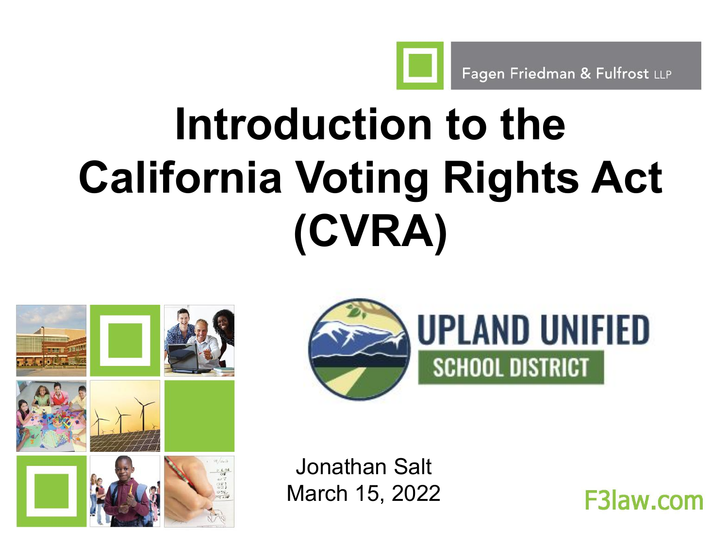Fagen Friedman & Fulfrost LLP

# Introduction to the California Voting Rights Act (CVRA)

UPLAND UNIFIED SCHOOL DISTRICT

Jonathan Salt
March 15, 2022

F3law.com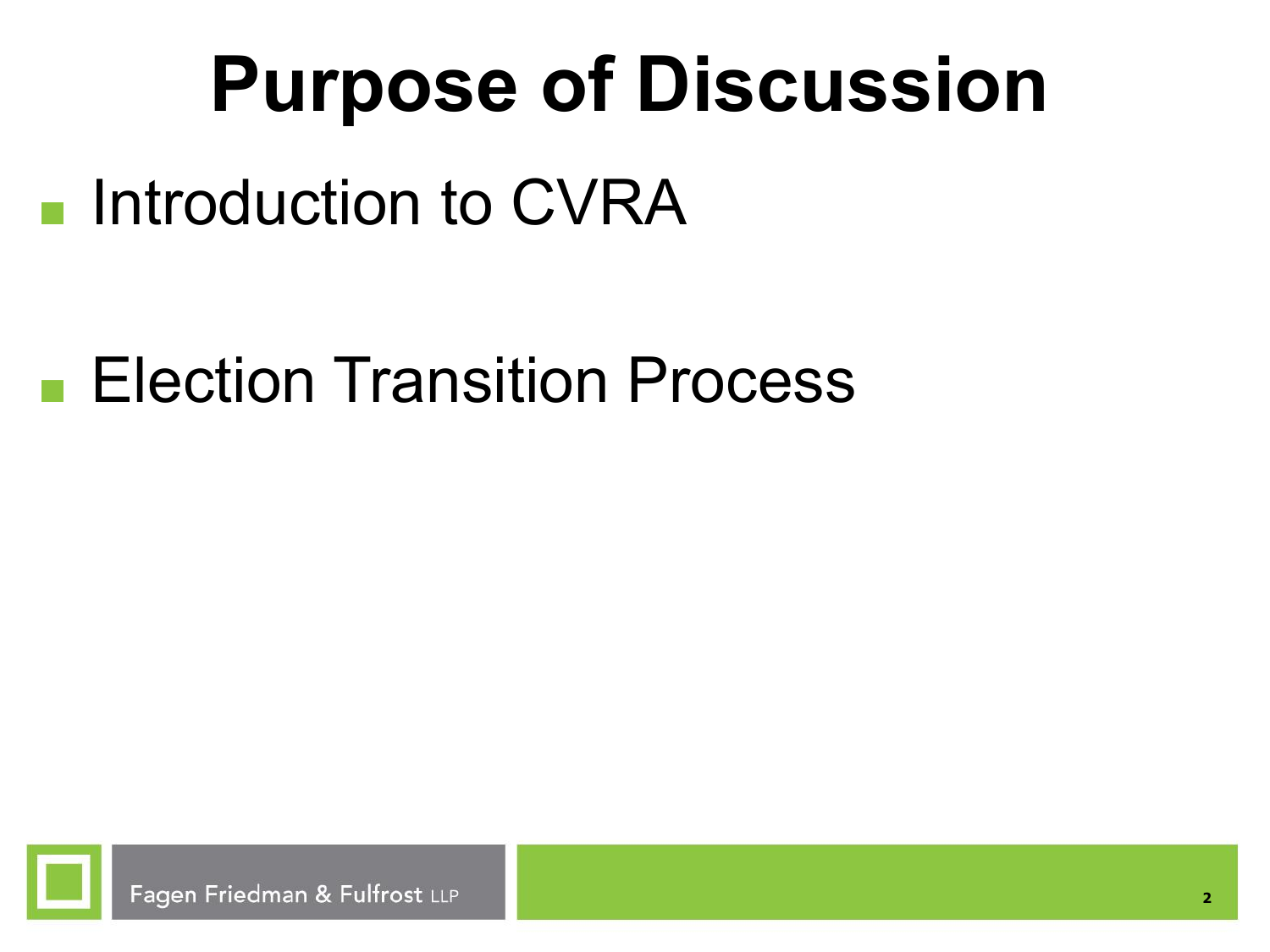# Purpose of Discussion

- Introduction to CVRA
- Election Transition Process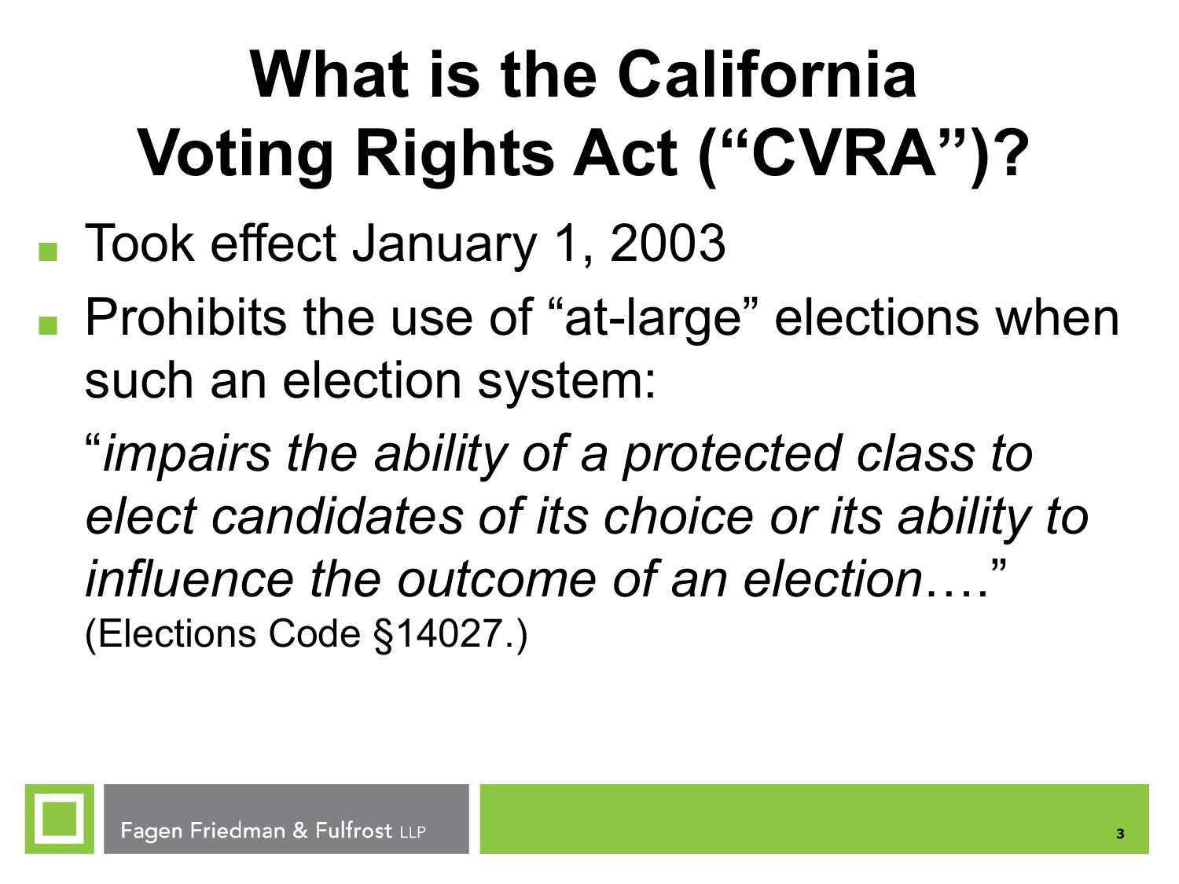# What is the California Voting Rights Act ("CVRA")?

- Took effect January 1, 2003
- Prohibits the use of "at-large" elections when such an election system:

  "*impairs the ability of a protected class to elect candidates of its choice or its ability to influence the outcome of an election*…." (Elections Code §14027.)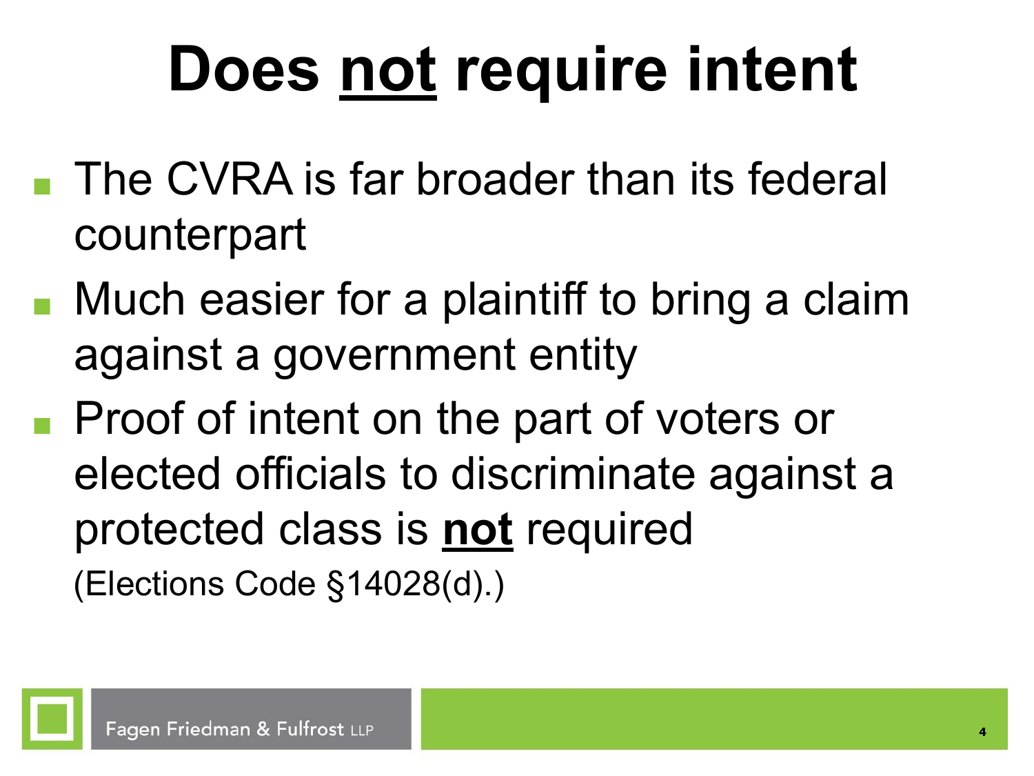# Does <u>not</u> require intent

- The CVRA is far broader than its federal counterpart
- Much easier for a plaintiff to bring a claim against a government entity
- Proof of intent on the part of voters or elected officials to discriminate against a protected class is **<u>not</u>** required (Elections Code §14028(d).)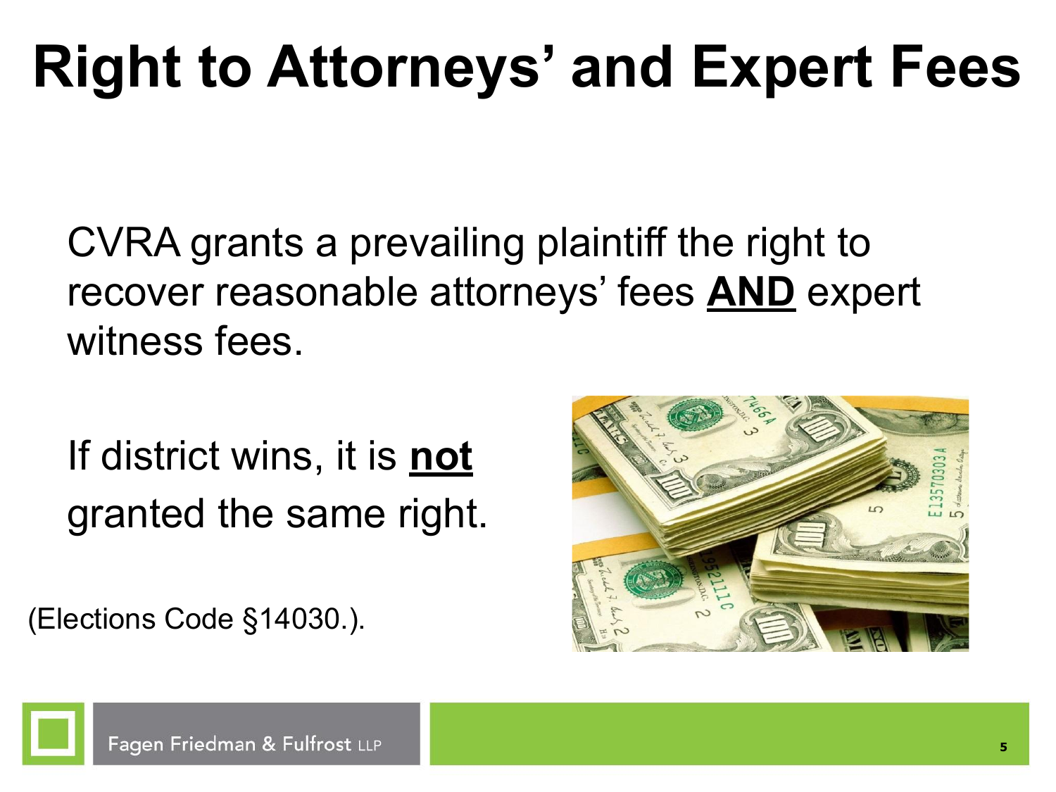# Right to Attorneys' and Expert Fees

CVRA grants a prevailing plaintiff the right to recover reasonable attorneys' fees **AND** expert witness fees.

If district wins, it is **not** granted the same right.

(Elections Code §14030.).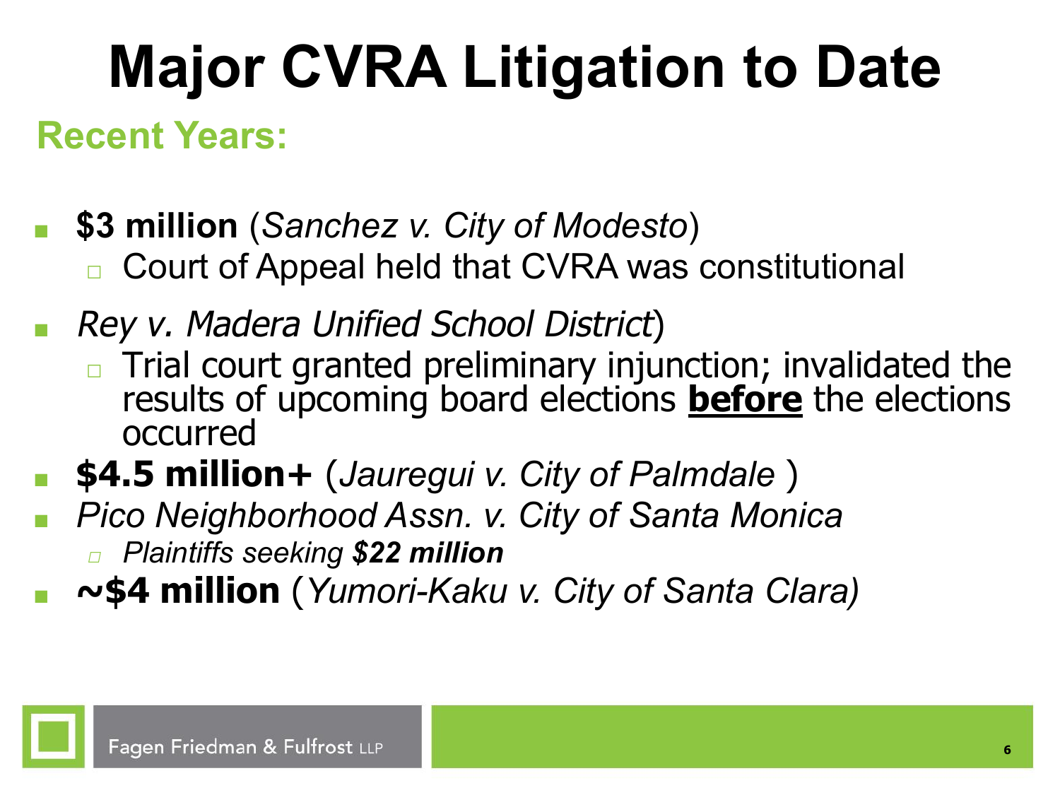# Major CVRA Litigation to Date

## Recent Years:

- **$3 million** (*Sanchez v. City of Modesto*)
  - Court of Appeal held that CVRA was constitutional
- *Rey v. Madera Unified School District*)
  - Trial court granted preliminary injunction; invalidated the results of upcoming board elections **before** the elections occurred
- **$4.5 million+** (*Jauregui v. City of Palmdale* )
- *Pico Neighborhood Assn. v. City of Santa Monica*
  - *Plaintiffs seeking **$22 million***
- **~$4 million** (*Yumori-Kaku v. City of Santa Clara)*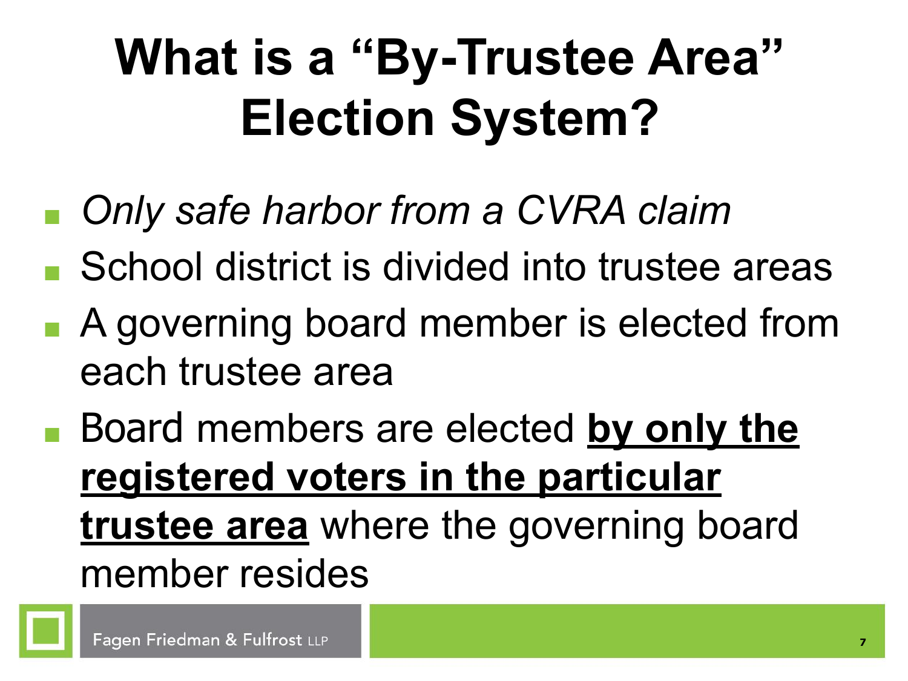# What is a "By-Trustee Area" Election System?

- *Only safe harbor from a CVRA claim*
- School district is divided into trustee areas
- A governing board member is elected from each trustee area
- Board members are elected **by only the registered voters in the particular trustee area** where the governing board member resides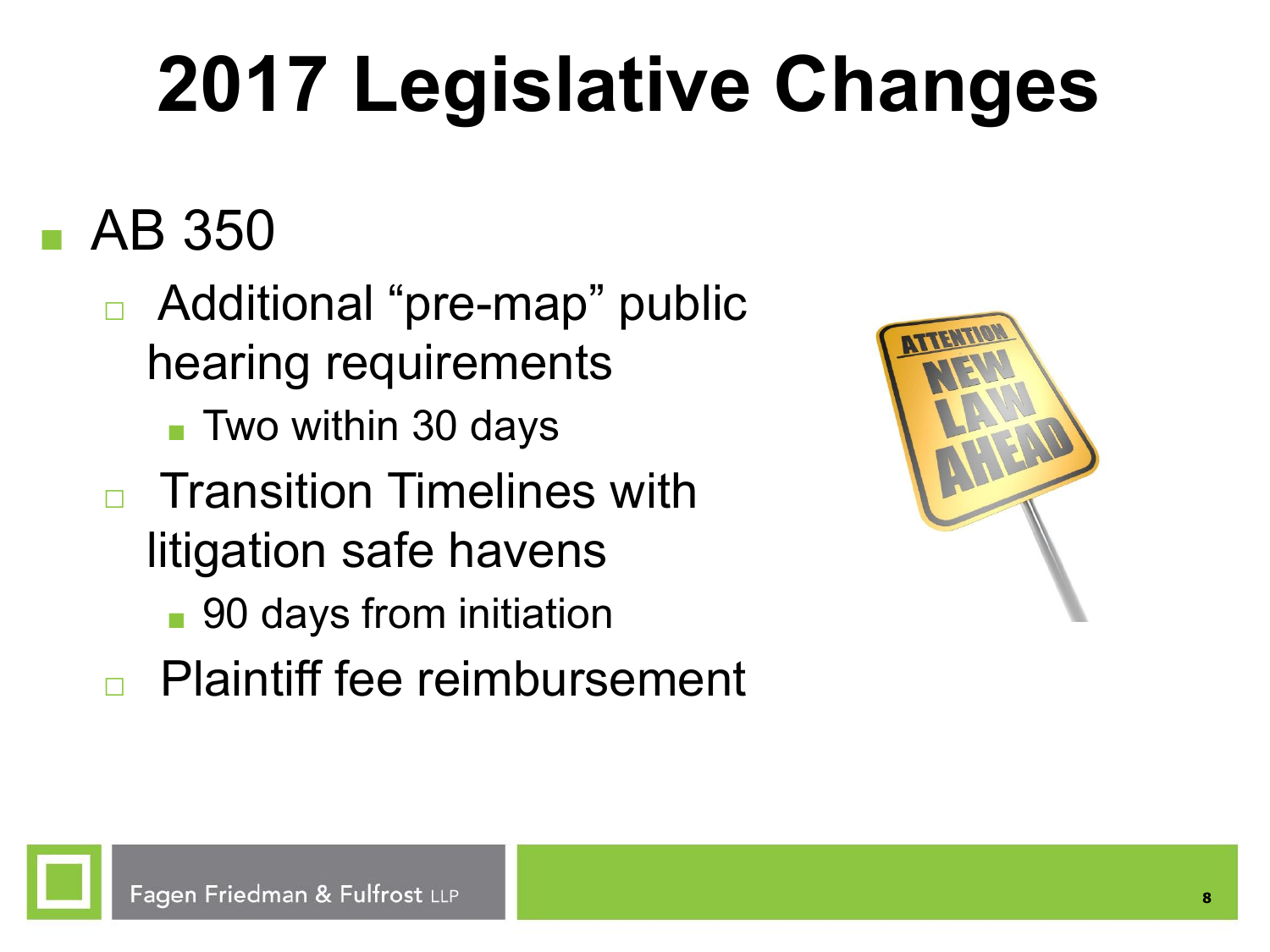# 2017 Legislative Changes

- AB 350
  - Additional "pre-map" public hearing requirements
    - Two within 30 days
  - Transition Timelines with litigation safe havens
    - 90 days from initiation
  - Plaintiff fee reimbursement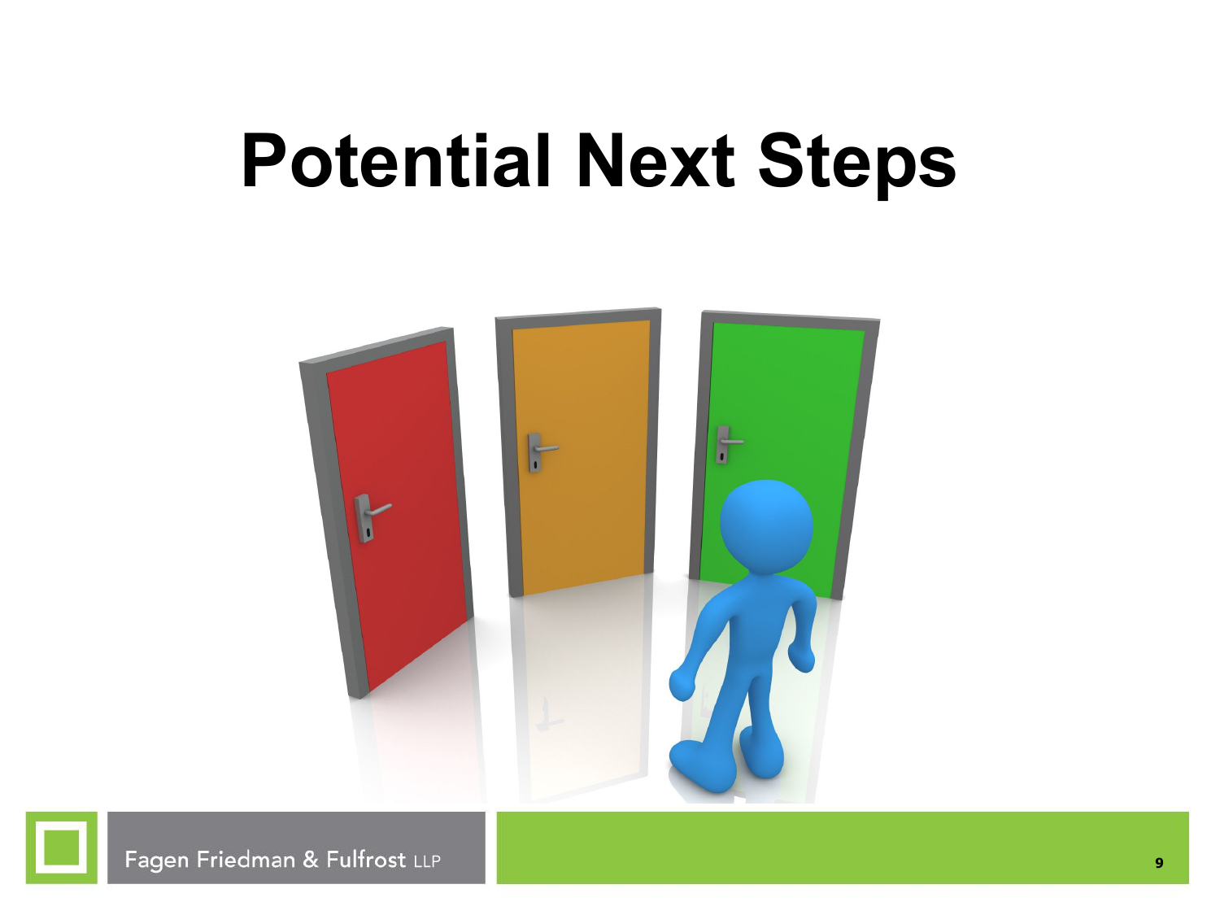# Potential Next Steps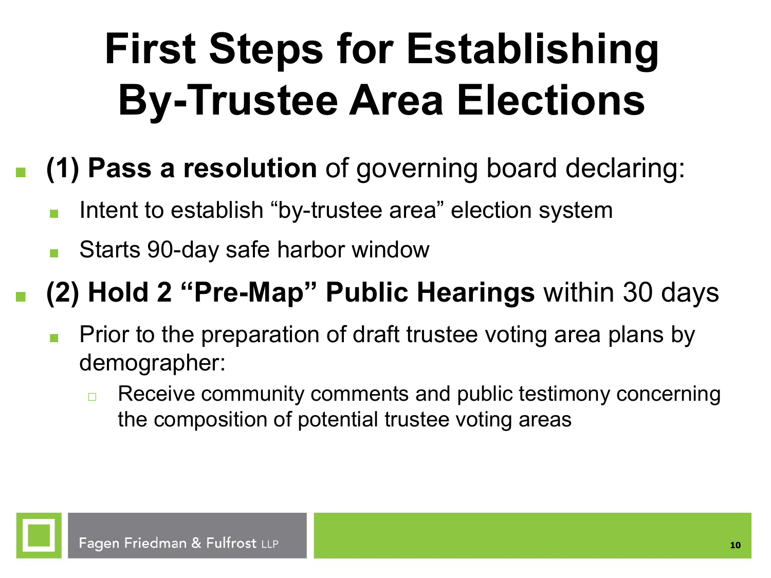# First Steps for Establishing By-Trustee Area Elections

- **(1) Pass a resolution** of governing board declaring:
  - Intent to establish "by-trustee area" election system
  - Starts 90-day safe harbor window
- **(2) Hold 2 "Pre-Map" Public Hearings** within 30 days
  - Prior to the preparation of draft trustee voting area plans by demographer:
    - Receive community comments and public testimony concerning the composition of potential trustee voting areas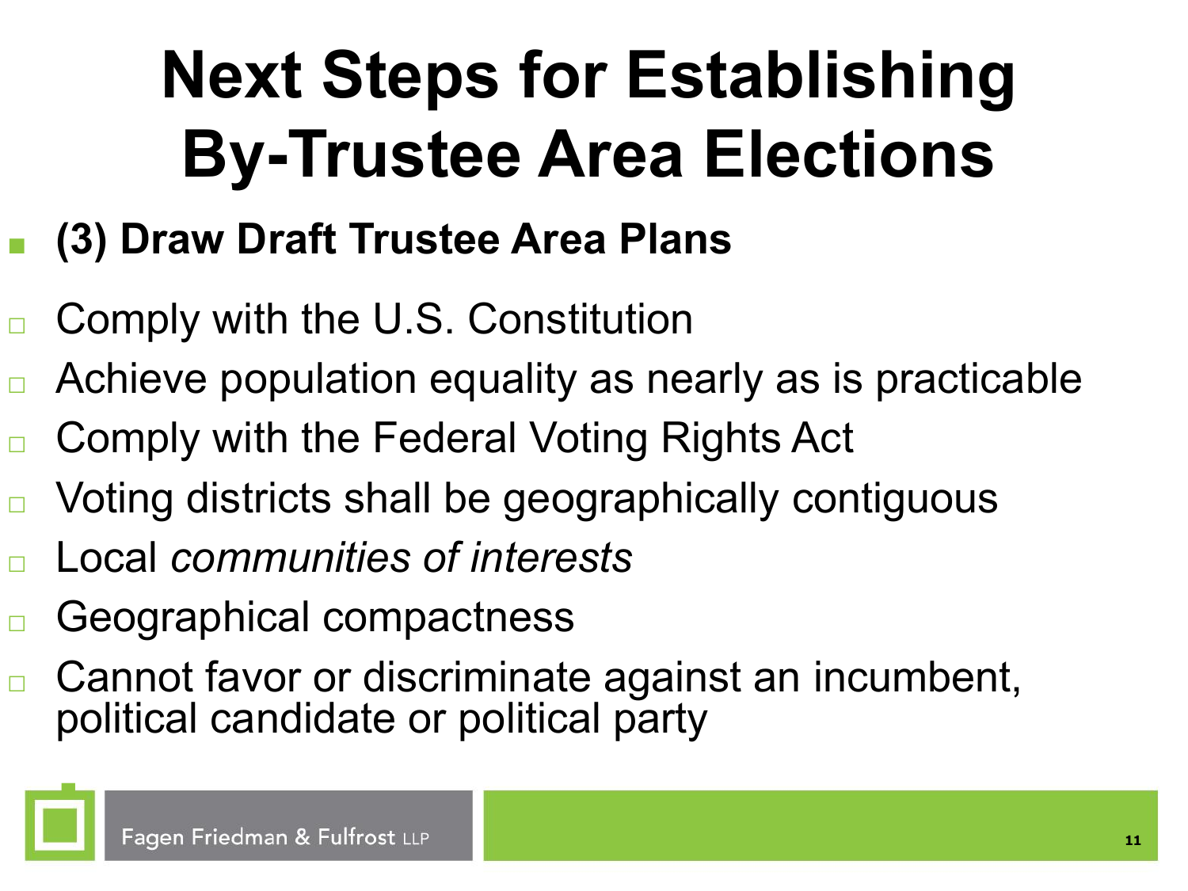# Next Steps for Establishing By-Trustee Area Elections

- **(3) Draw Draft Trustee Area Plans**

- Comply with the U.S. Constitution
- Achieve population equality as nearly as is practicable
- Comply with the Federal Voting Rights Act
- Voting districts shall be geographically contiguous
- Local *communities of interests*
- Geographical compactness
- Cannot favor or discriminate against an incumbent, political candidate or political party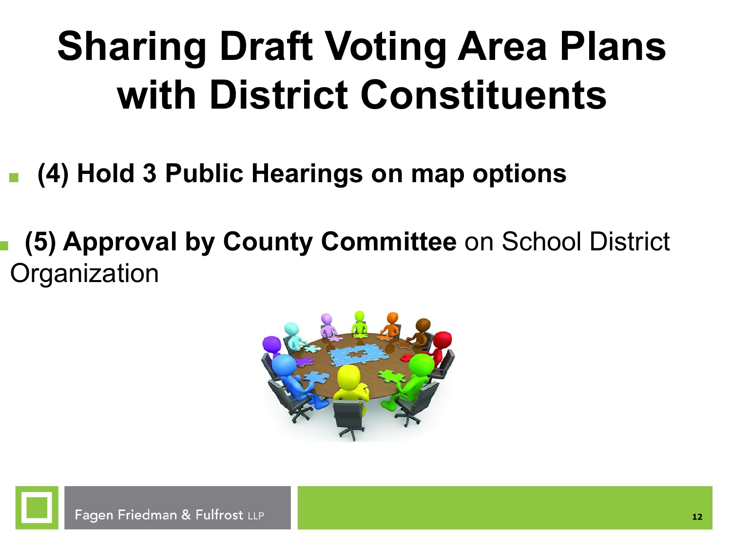# Sharing Draft Voting Area Plans with District Constituents

- **(4) Hold 3 Public Hearings on map options**

- **(5) Approval by County Committee** on School District Organization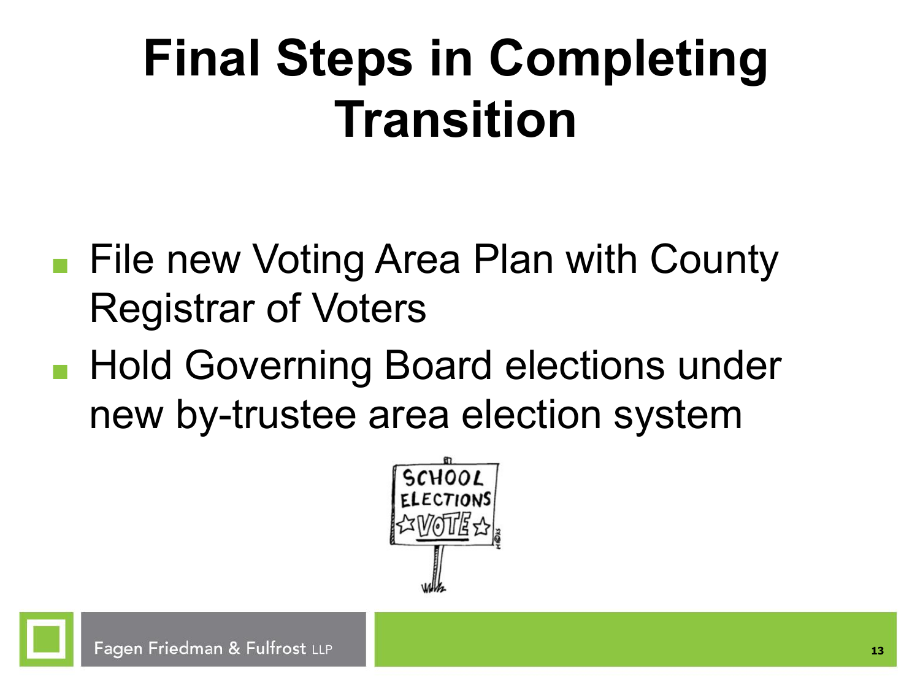# Final Steps in Completing Transition

- File new Voting Area Plan with County Registrar of Voters
- Hold Governing Board elections under new by-trustee area election system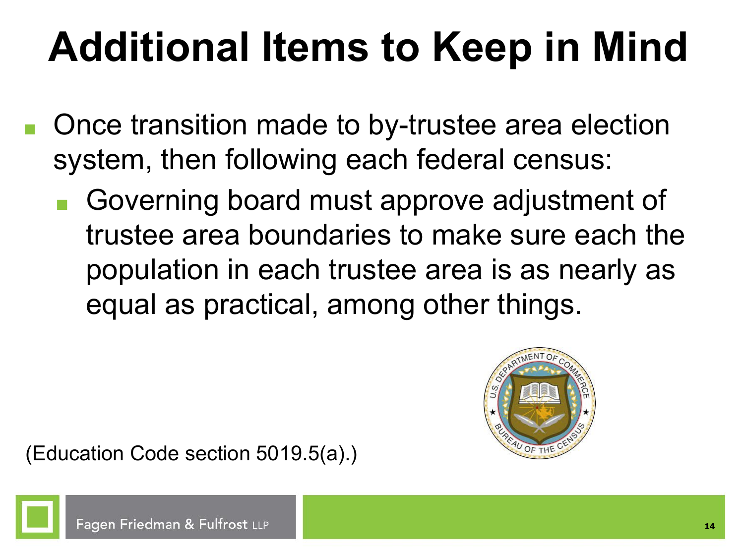# Additional Items to Keep in Mind

- Once transition made to by-trustee area election system, then following each federal census:
  - Governing board must approve adjustment of trustee area boundaries to make sure each the population in each trustee area is as nearly as equal as practical, among other things.

(Education Code section 5019.5(a).)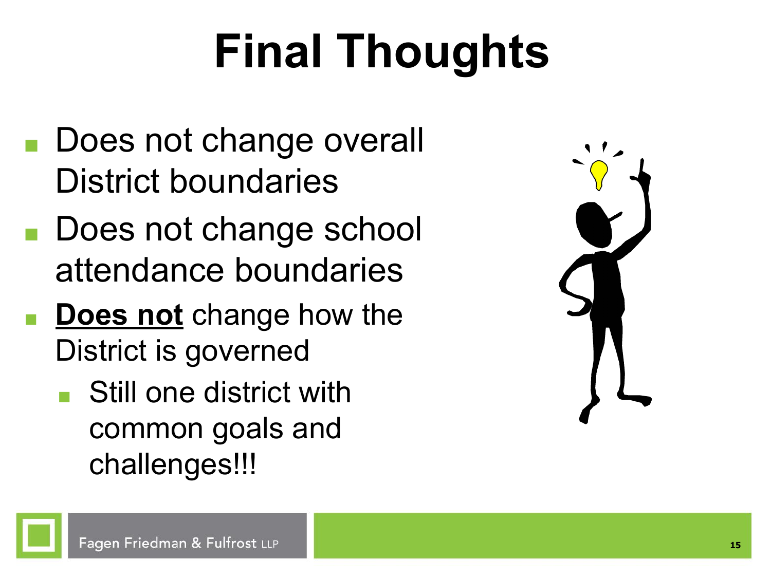# Final Thoughts

- Does not change overall District boundaries
- Does not change school attendance boundaries
- **Does not** change how the District is governed
  - Still one district with common goals and challenges!!!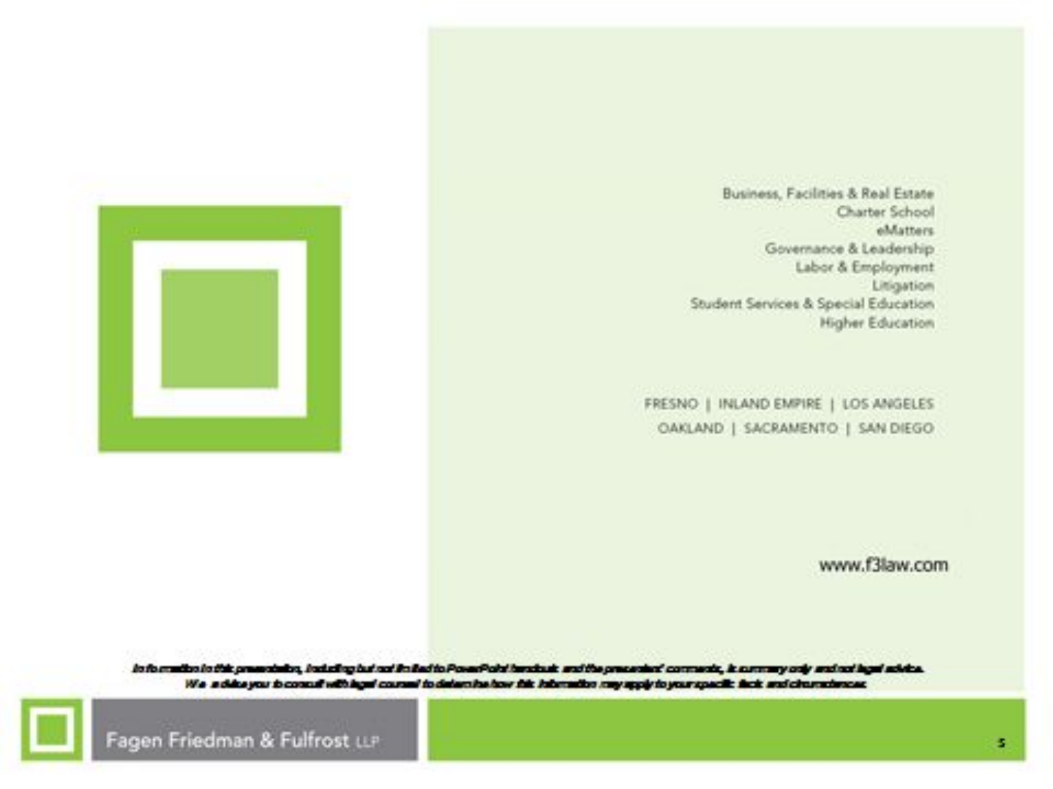Business, Facilities & Real Estate
Charter School
eMatters
Governance & Leadership
Labor & Employment
Litigation
Student Services & Special Education
Higher Education

FRESNO | INLAND EMPIRE | LOS ANGELES
OAKLAND | SACRAMENTO | SAN DIEGO

www.f3law.com

*Information in this presentation, including but not limited to PowerPoint handouts and the presenters' comments, is summary only and not legal advice. We advise you to consult with legal counsel to determine how this information may apply to your specific facts and circumstances.*

Fagen Friedman & Fulfrost LLP